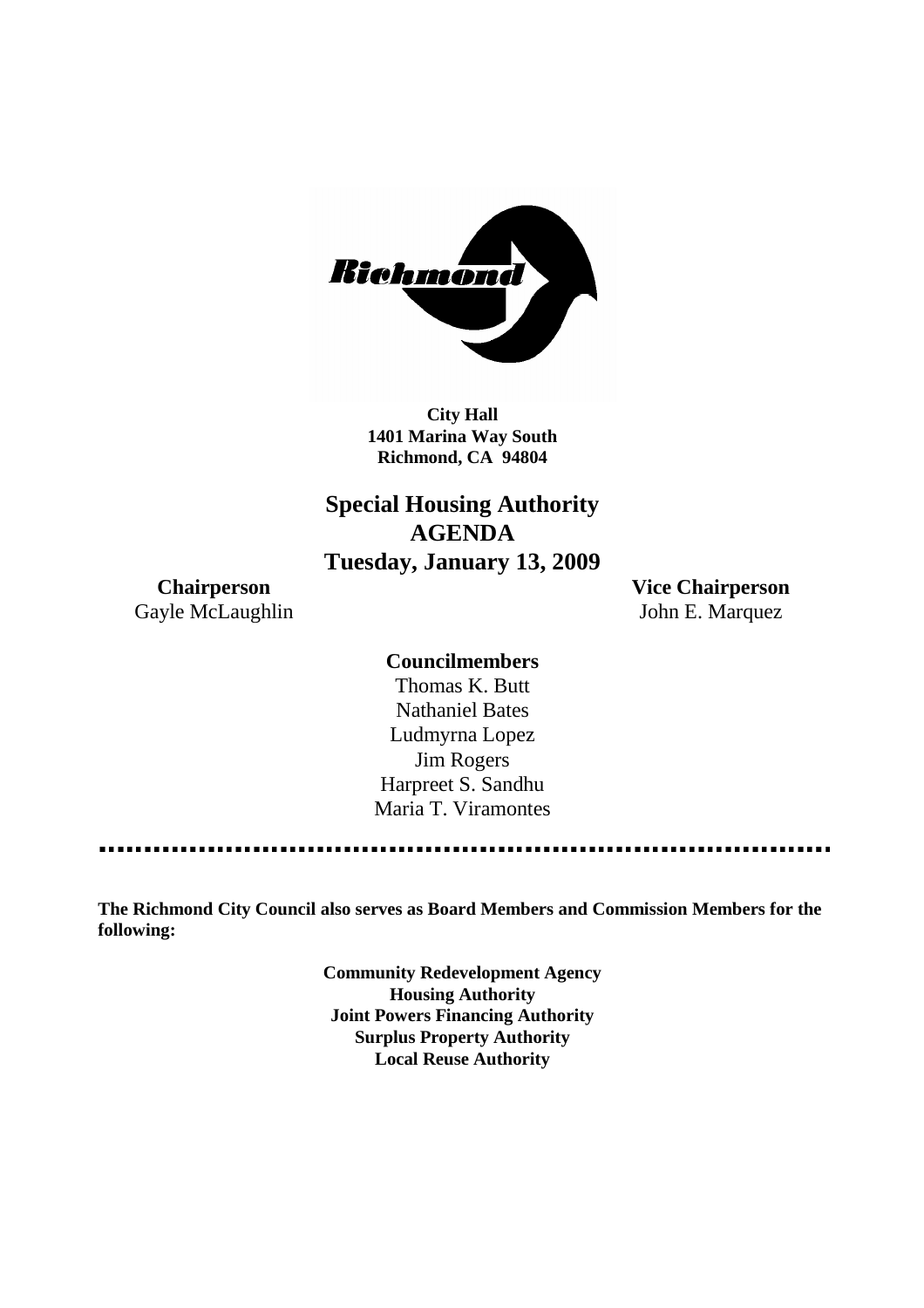**City Hall**
**1401 Marina Way South**
**Richmond, CA 94804**

# Special Housing Authority AGENDA

## Tuesday, January 13, 2009

**Chairperson**
Gayle McLaughlin

**Vice Chairperson**
John E. Marquez

**Councilmembers**

Thomas K. Butt
Nathaniel Bates
Ludmyrna Lopez
Jim Rogers
Harpreet S. Sandhu
Maria T. Viramontes

---

**The Richmond City Council also serves as Board Members and Commission Members for the following:**

**Community Redevelopment Agency**
**Housing Authority**
**Joint Powers Financing Authority**
**Surplus Property Authority**
**Local Reuse Authority**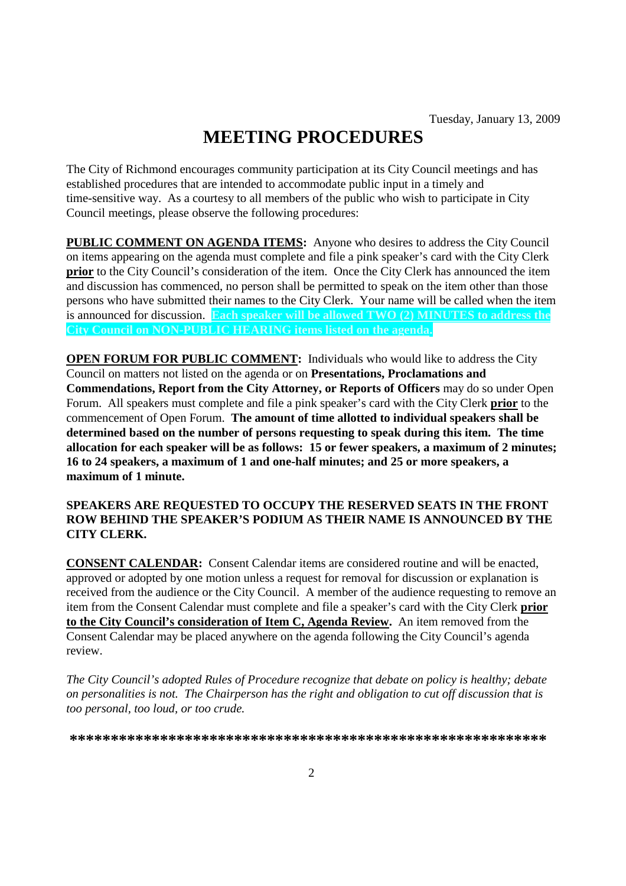Tuesday, January 13, 2009

# MEETING PROCEDURES

The City of Richmond encourages community participation at its City Council meetings and has established procedures that are intended to accommodate public input in a timely and time-sensitive way. As a courtesy to all members of the public who wish to participate in City Council meetings, please observe the following procedures:

**PUBLIC COMMENT ON AGENDA ITEMS:** Anyone who desires to address the City Council on items appearing on the agenda must complete and file a pink speaker's card with the City Clerk **prior** to the City Council's consideration of the item. Once the City Clerk has announced the item and discussion has commenced, no person shall be permitted to speak on the item other than those persons who have submitted their names to the City Clerk. Your name will be called when the item is announced for discussion. **Each speaker will be allowed TWO (2) MINUTES to address the City Council on NON-PUBLIC HEARING items listed on the agenda.**

**OPEN FORUM FOR PUBLIC COMMENT:** Individuals who would like to address the City Council on matters not listed on the agenda or on **Presentations, Proclamations and Commendations, Report from the City Attorney, or Reports of Officers** may do so under Open Forum. All speakers must complete and file a pink speaker's card with the City Clerk **prior** to the commencement of Open Forum. **The amount of time allotted to individual speakers shall be determined based on the number of persons requesting to speak during this item. The time allocation for each speaker will be as follows: 15 or fewer speakers, a maximum of 2 minutes; 16 to 24 speakers, a maximum of 1 and one-half minutes; and 25 or more speakers, a maximum of 1 minute.**

**SPEAKERS ARE REQUESTED TO OCCUPY THE RESERVED SEATS IN THE FRONT ROW BEHIND THE SPEAKER'S PODIUM AS THEIR NAME IS ANNOUNCED BY THE CITY CLERK.**

**CONSENT CALENDAR:** Consent Calendar items are considered routine and will be enacted, approved or adopted by one motion unless a request for removal for discussion or explanation is received from the audience or the City Council. A member of the audience requesting to remove an item from the Consent Calendar must complete and file a speaker's card with the City Clerk **prior to the City Council's consideration of Item C, Agenda Review.** An item removed from the Consent Calendar may be placed anywhere on the agenda following the City Council's agenda review.

*The City Council's adopted Rules of Procedure recognize that debate on policy is healthy; debate on personalities is not. The Chairperson has the right and obligation to cut off discussion that is too personal, too loud, or too crude.*

**\*\*\*\*\*\*\*\*\*\*\*\*\*\*\*\*\*\*\*\*\*\*\*\*\*\*\*\*\*\*\*\*\*\*\*\*\*\*\*\*\*\*\*\*\*\*\*\*\*\*\*\*\*\*\*\*\*\*\*\***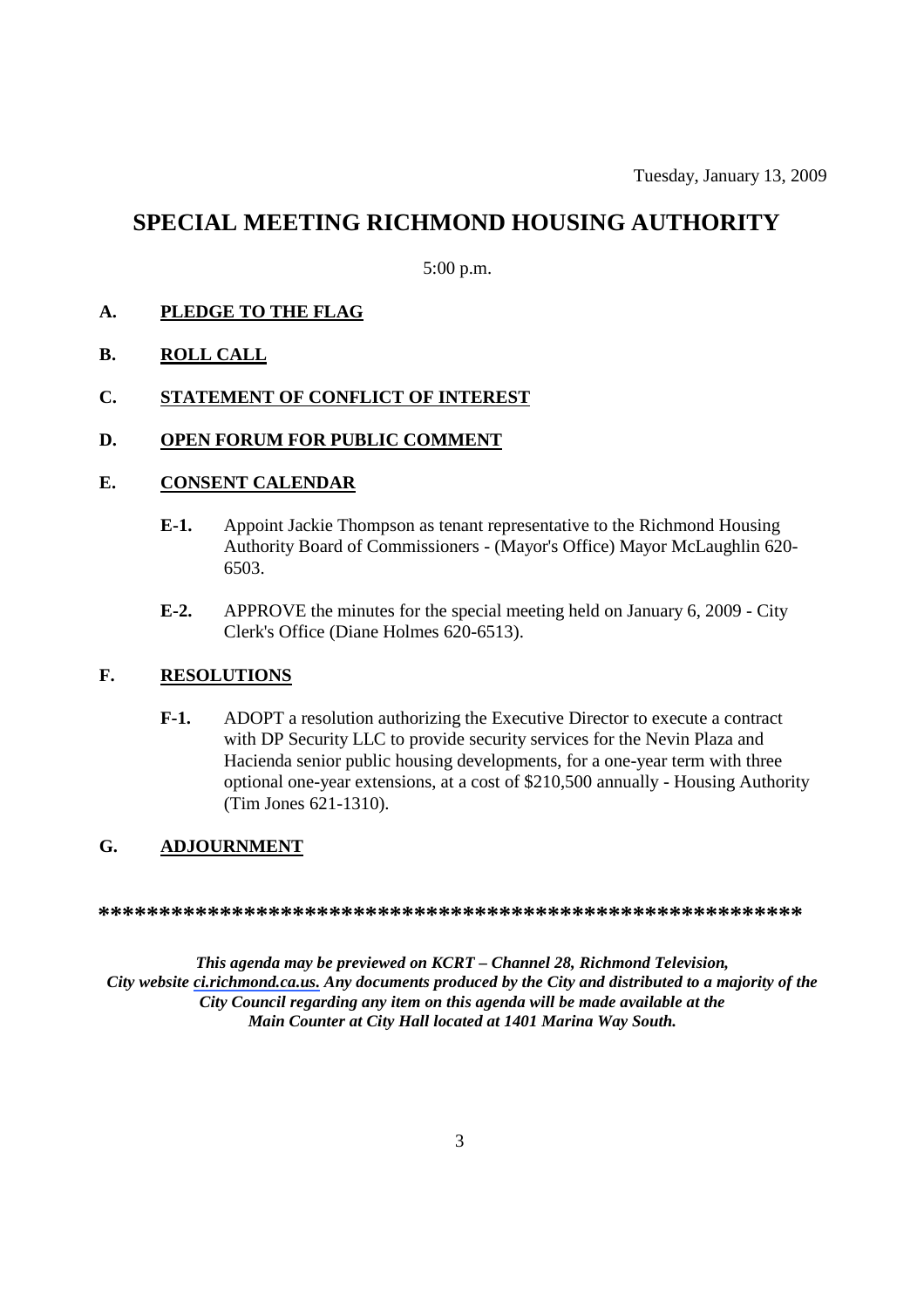Tuesday, January 13, 2009

# SPECIAL MEETING RICHMOND HOUSING AUTHORITY

5:00 p.m.

**A. PLEDGE TO THE FLAG**

**B. ROLL CALL**

**C. STATEMENT OF CONFLICT OF INTEREST**

**D. OPEN FORUM FOR PUBLIC COMMENT**

**E. CONSENT CALENDAR**

**E-1.** Appoint Jackie Thompson as tenant representative to the Richmond Housing Authority Board of Commissioners - (Mayor's Office) Mayor McLaughlin 620-6503.

**E-2.** APPROVE the minutes for the special meeting held on January 6, 2009 - City Clerk's Office (Diane Holmes 620-6513).

**F. RESOLUTIONS**

**F-1.** ADOPT a resolution authorizing the Executive Director to execute a contract with DP Security LLC to provide security services for the Nevin Plaza and Hacienda senior public housing developments, for a one-year term with three optional one-year extensions, at a cost of $210,500 annually - Housing Authority (Tim Jones 621-1310).

**G. ADJOURNMENT**

**************************************************************

***This agenda may be previewed on KCRT – Channel 28, Richmond Television, City website ci.richmond.ca.us. Any documents produced by the City and distributed to a majority of the City Council regarding any item on this agenda will be made available at the Main Counter at City Hall located at 1401 Marina Way South.***